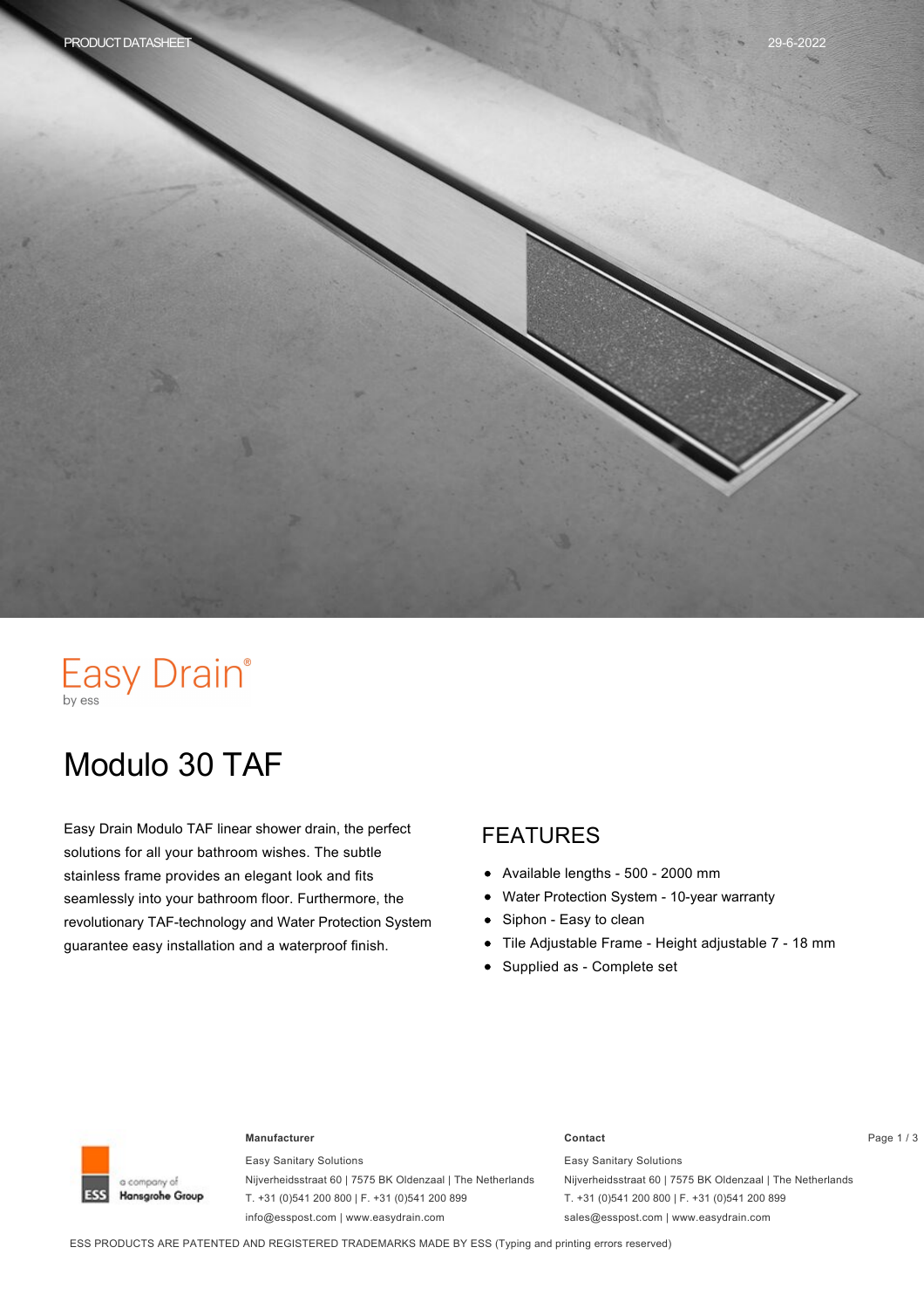Easy Drain®
by ess

# Modulo 30 TAF

Easy Drain Modulo TAF linear shower drain, the perfect solutions for all your bathroom wishes. The subtle stainless frame provides an elegant look and fits seamlessly into your bathroom floor. Furthermore, the revolutionary TAF-technology and Water Protection System guarantee easy installation and a waterproof finish.

## FEATURES

- Available lengths - 500 - 2000 mm
- Water Protection System - 10-year warranty
- Siphon - Easy to clean
- Tile Adjustable Frame - Height adjustable 7 - 18 mm
- Supplied as - Complete set

a company of Hansgrohe Group

**Manufacturer**

Easy Sanitary Solutions
Nijverheidsstraat 60 | 7575 BK Oldenzaal | The Netherlands
T. +31 (0)541 200 800 | F. +31 (0)541 200 899
info@esspost.com | www.easydrain.com

**Contact**

Easy Sanitary Solutions
Nijverheidsstraat 60 | 7575 BK Oldenzaal | The Netherlands
T. +31 (0)541 200 800 | F. +31 (0)541 200 899
sales@esspost.com | www.easydrain.com

ESS PRODUCTS ARE PATENTED AND REGISTERED TRADEMARKS MADE BY ESS (Typing and printing errors reserved)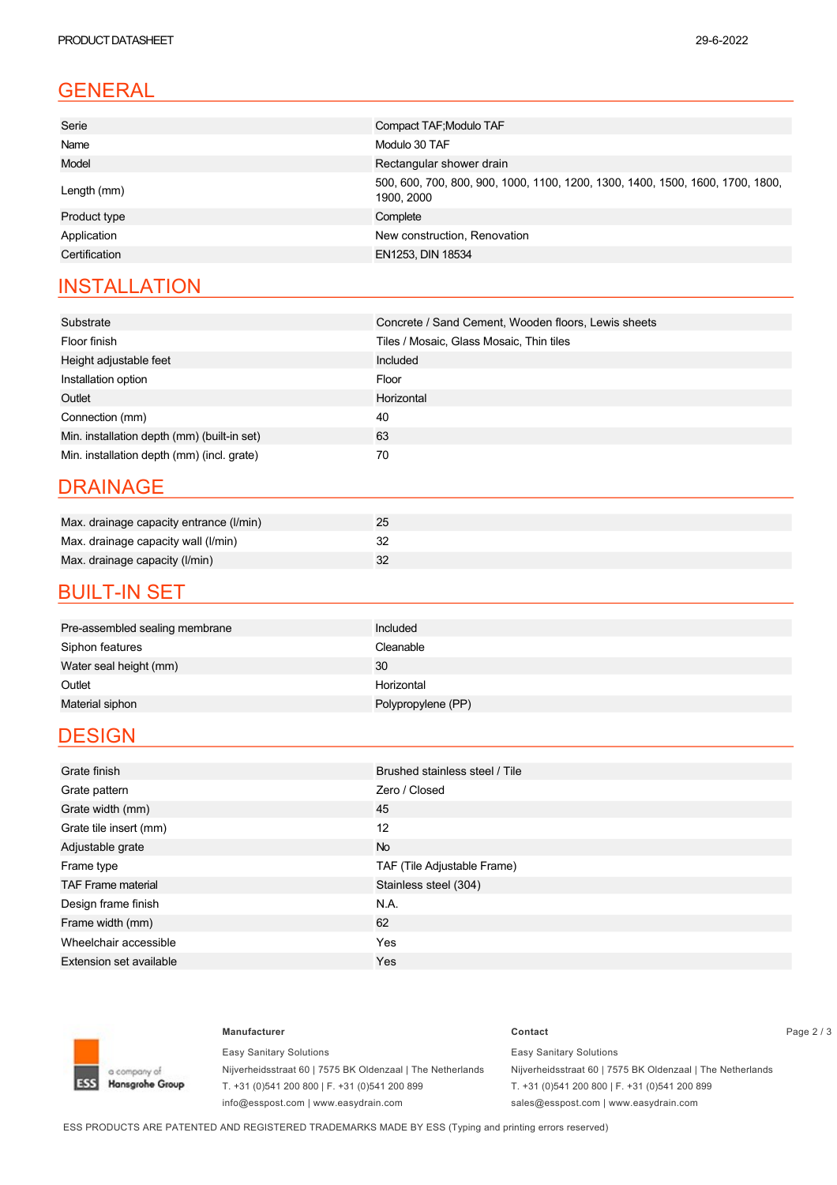## GENERAL

| | |
|---|---|
| Serie | Compact TAF;Modulo TAF |
| Name | Modulo 30 TAF |
| Model | Rectangular shower drain |
| Length (mm) | 500, 600, 700, 800, 900, 1000, 1100, 1200, 1300, 1400, 1500, 1600, 1700, 1800, 1900, 2000 |
| Product type | Complete |
| Application | New construction, Renovation |
| Certification | EN1253, DIN 18534 |

## INSTALLATION

| | |
|---|---|
| Substrate | Concrete / Sand Cement, Wooden floors, Lewis sheets |
| Floor finish | Tiles / Mosaic, Glass Mosaic, Thin tiles |
| Height adjustable feet | Included |
| Installation option | Floor |
| Outlet | Horizontal |
| Connection (mm) | 40 |
| Min. installation depth (mm) (built-in set) | 63 |
| Min. installation depth (mm) (incl. grate) | 70 |

## DRAINAGE

| | |
|---|---|
| Max. drainage capacity entrance (l/min) | 25 |
| Max. drainage capacity wall (l/min) | 32 |
| Max. drainage capacity (l/min) | 32 |

## BUILT-IN SET

| | |
|---|---|
| Pre-assembled sealing membrane | Included |
| Siphon features | Cleanable |
| Water seal height (mm) | 30 |
| Outlet | Horizontal |
| Material siphon | Polypropylene (PP) |

## DESIGN

| | |
|---|---|
| Grate finish | Brushed stainless steel / Tile |
| Grate pattern | Zero / Closed |
| Grate width (mm) | 45 |
| Grate tile insert (mm) | 12 |
| Adjustable grate | No |
| Frame type | TAF (Tile Adjustable Frame) |
| TAF Frame material | Stainless steel (304) |
| Design frame finish | N.A. |
| Frame width (mm) | 62 |
| Wheelchair accessible | Yes |
| Extension set available | Yes |

ESS a company of Hansgrohe Group

**Manufacturer**

Easy Sanitary Solutions
Nijverheidsstraat 60 | 7575 BK Oldenzaal | The Netherlands
T. +31 (0)541 200 800 | F. +31 (0)541 200 899
info@esspost.com | www.easydrain.com

**Contact**

Easy Sanitary Solutions
Nijverheidsstraat 60 | 7575 BK Oldenzaal | The Netherlands
T. +31 (0)541 200 800 | F. +31 (0)541 200 899
sales@esspost.com | www.easydrain.com

ESS PRODUCTS ARE PATENTED AND REGISTERED TRADEMARKS MADE BY ESS (Typing and printing errors reserved)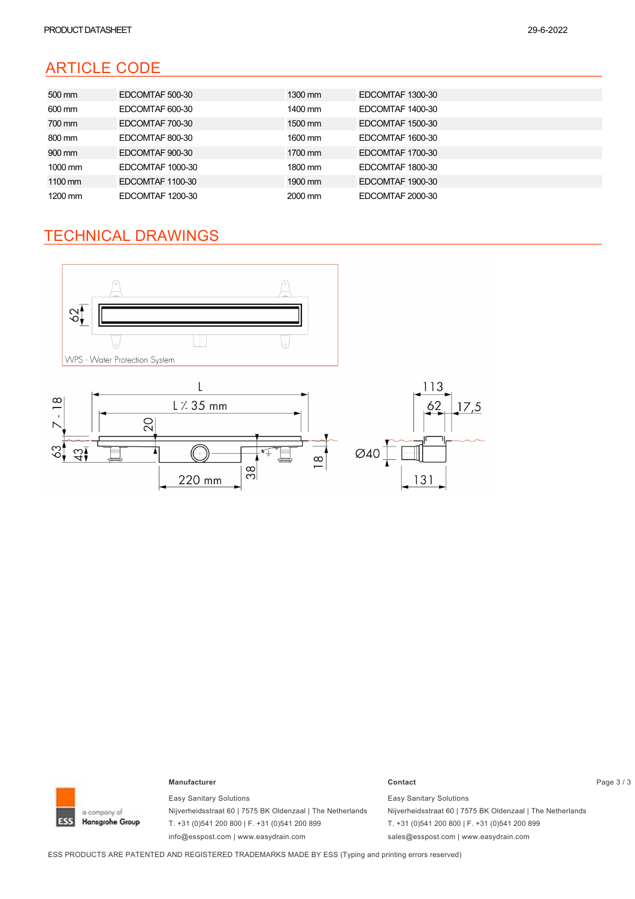## ARTICLE CODE

| | | | |
|---|---|---|---|
| 500 mm | EDCOMTAF 500-30 | 1300 mm | EDCOMTAF 1300-30 |
| 600 mm | EDCOMTAF 600-30 | 1400 mm | EDCOMTAF 1400-30 |
| 700 mm | EDCOMTAF 700-30 | 1500 mm | EDCOMTAF 1500-30 |
| 800 mm | EDCOMTAF 800-30 | 1600 mm | EDCOMTAF 1600-30 |
| 900 mm | EDCOMTAF 900-30 | 1700 mm | EDCOMTAF 1700-30 |
| 1000 mm | EDCOMTAF 1000-30 | 1800 mm | EDCOMTAF 1800-30 |
| 1100 mm | EDCOMTAF 1100-30 | 1900 mm | EDCOMTAF 1900-30 |
| 1200 mm | EDCOMTAF 1200-30 | 2000 mm | EDCOMTAF 2000-30 |

## TECHNICAL DRAWINGS

62

WPS - Water Protection System

L

L ⁒ 35 mm

20

7 - 18

63

43

220 mm

38

18

113

62

17,5

Ø40

131

**Manufacturer**

Easy Sanitary Solutions
Nijverheidsstraat 60 | 7575 BK Oldenzaal | The Netherlands
T. +31 (0)541 200 800 | F. +31 (0)541 200 899
info@esspost.com | www.easydrain.com

**Contact**

Easy Sanitary Solutions
Nijverheidsstraat 60 | 7575 BK Oldenzaal | The Netherlands
T. +31 (0)541 200 800 | F. +31 (0)541 200 899
sales@esspost.com | www.easydrain.com

ESS PRODUCTS ARE PATENTED AND REGISTERED TRADEMARKS MADE BY ESS (Typing and printing errors reserved)